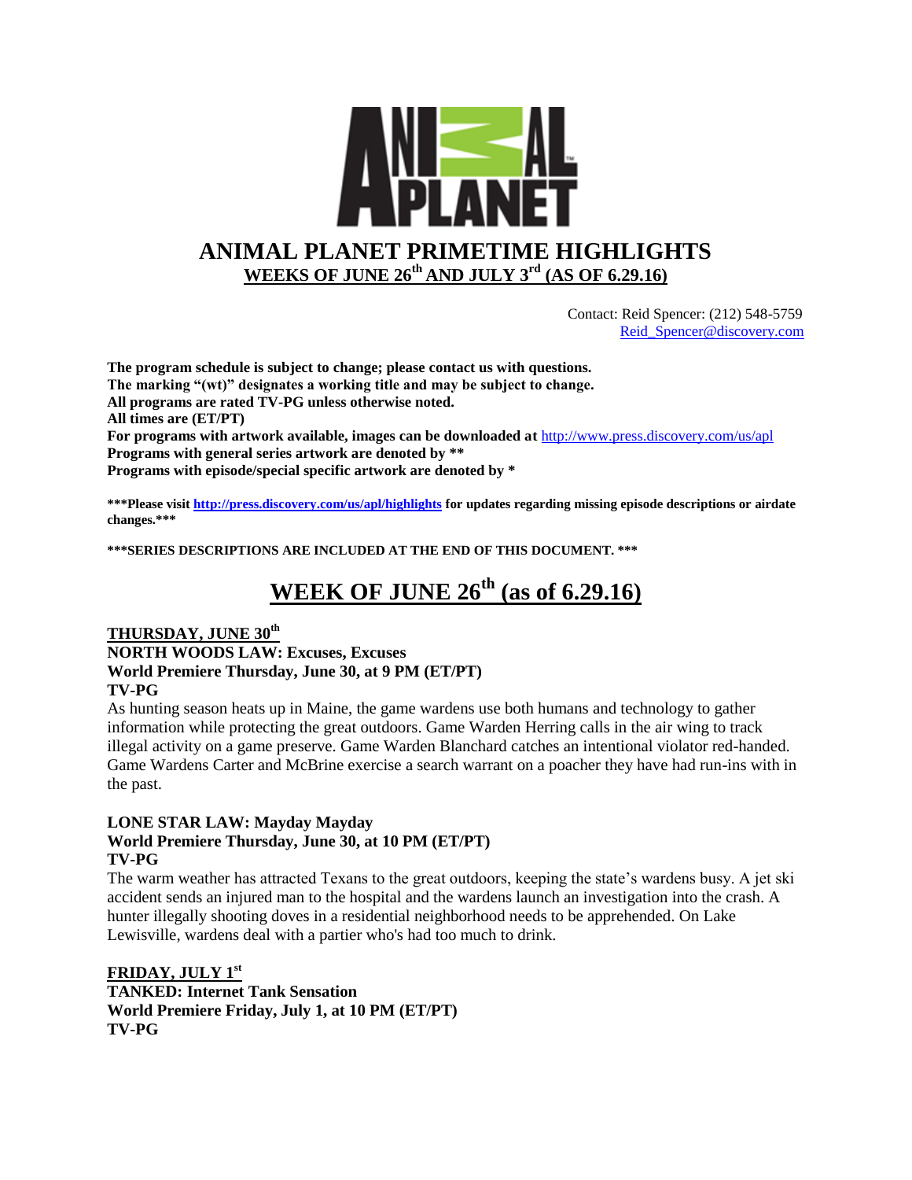# ANIMAL PLANET PRIMETIME HIGHLIGHTS

**WEEKS OF JUNE 26th AND JULY 3rd (AS OF 6.29.16)**

Contact: Reid Spencer: (212) 548-5759
Reid_Spencer@discovery.com

**The program schedule is subject to change; please contact us with questions.**
**The marking "(wt)" designates a working title and may be subject to change.**
**All programs are rated TV-PG unless otherwise noted.**
**All times are (ET/PT)**
**For programs with artwork available, images can be downloaded at** http://www.press.discovery.com/us/apl
**Programs with general series artwork are denoted by ****
**Programs with episode/special specific artwork are denoted by ***

*****Please visit http://press.discovery.com/us/apl/highlights for updates regarding missing episode descriptions or airdate changes.*****

*****SERIES DESCRIPTIONS ARE INCLUDED AT THE END OF THIS DOCUMENT. *****

## WEEK OF JUNE 26th (as of 6.29.16)

### THURSDAY, JUNE 30th

**NORTH WOODS LAW: Excuses, Excuses**
**World Premiere Thursday, June 30, at 9 PM (ET/PT)**
**TV-PG**

As hunting season heats up in Maine, the game wardens use both humans and technology to gather information while protecting the great outdoors. Game Warden Herring calls in the air wing to track illegal activity on a game preserve. Game Warden Blanchard catches an intentional violator red-handed. Game Wardens Carter and McBrine exercise a search warrant on a poacher they have had run-ins with in the past.

**LONE STAR LAW: Mayday Mayday**
**World Premiere Thursday, June 30, at 10 PM (ET/PT)**
**TV-PG**

The warm weather has attracted Texans to the great outdoors, keeping the state's wardens busy. A jet ski accident sends an injured man to the hospital and the wardens launch an investigation into the crash. A hunter illegally shooting doves in a residential neighborhood needs to be apprehended. On Lake Lewisville, wardens deal with a partier who's had too much to drink.

### FRIDAY, JULY 1st

**TANKED: Internet Tank Sensation**
**World Premiere Friday, July 1, at 10 PM (ET/PT)**
**TV-PG**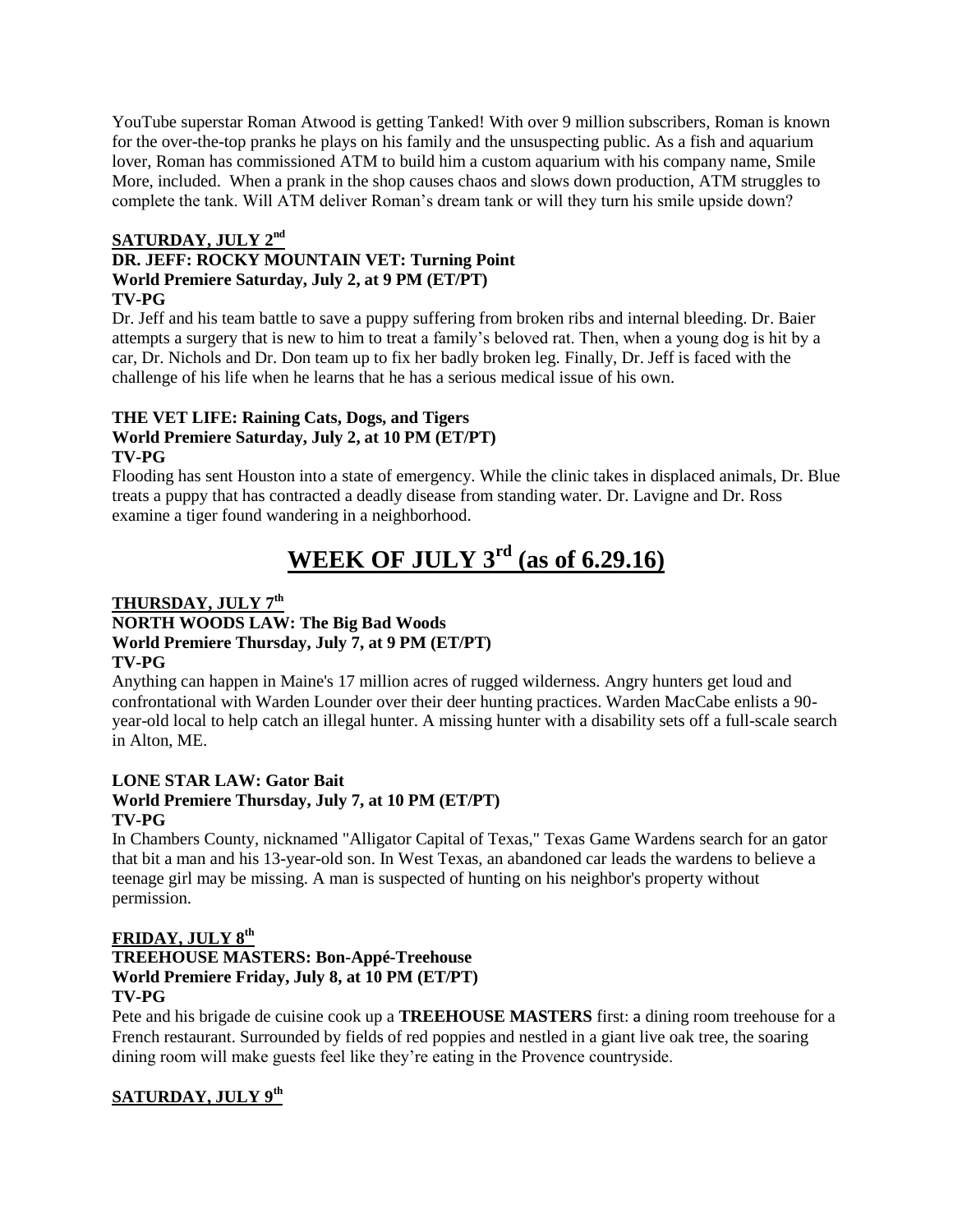YouTube superstar Roman Atwood is getting Tanked! With over 9 million subscribers, Roman is known for the over-the-top pranks he plays on his family and the unsuspecting public. As a fish and aquarium lover, Roman has commissioned ATM to build him a custom aquarium with his company name, Smile More, included. When a prank in the shop causes chaos and slows down production, ATM struggles to complete the tank. Will ATM deliver Roman's dream tank or will they turn his smile upside down?

**SATURDAY, JULY 2nd**

**DR. JEFF: ROCKY MOUNTAIN VET: Turning Point**
**World Premiere Saturday, July 2, at 9 PM (ET/PT)**
**TV-PG**

Dr. Jeff and his team battle to save a puppy suffering from broken ribs and internal bleeding. Dr. Baier attempts a surgery that is new to him to treat a family's beloved rat. Then, when a young dog is hit by a car, Dr. Nichols and Dr. Don team up to fix her badly broken leg. Finally, Dr. Jeff is faced with the challenge of his life when he learns that he has a serious medical issue of his own.

**THE VET LIFE: Raining Cats, Dogs, and Tigers**
**World Premiere Saturday, July 2, at 10 PM (ET/PT)**
**TV-PG**

Flooding has sent Houston into a state of emergency. While the clinic takes in displaced animals, Dr. Blue treats a puppy that has contracted a deadly disease from standing water. Dr. Lavigne and Dr. Ross examine a tiger found wandering in a neighborhood.

# WEEK OF JULY 3rd (as of 6.29.16)

**THURSDAY, JULY 7th**

**NORTH WOODS LAW: The Big Bad Woods**
**World Premiere Thursday, July 7, at 9 PM (ET/PT)**
**TV-PG**

Anything can happen in Maine's 17 million acres of rugged wilderness. Angry hunters get loud and confrontational with Warden Lounder over their deer hunting practices. Warden MacCabe enlists a 90-year-old local to help catch an illegal hunter. A missing hunter with a disability sets off a full-scale search in Alton, ME.

**LONE STAR LAW: Gator Bait**
**World Premiere Thursday, July 7, at 10 PM (ET/PT)**
**TV-PG**

In Chambers County, nicknamed "Alligator Capital of Texas," Texas Game Wardens search for an gator that bit a man and his 13-year-old son. In West Texas, an abandoned car leads the wardens to believe a teenage girl may be missing. A man is suspected of hunting on his neighbor's property without permission.

**FRIDAY, JULY 8th**

**TREEHOUSE MASTERS: Bon-Appé-Treehouse**
**World Premiere Friday, July 8, at 10 PM (ET/PT)**
**TV-PG**

Pete and his brigade de cuisine cook up a **TREEHOUSE MASTERS** first: a dining room treehouse for a French restaurant. Surrounded by fields of red poppies and nestled in a giant live oak tree, the soaring dining room will make guests feel like they're eating in the Provence countryside.

**SATURDAY, JULY 9th**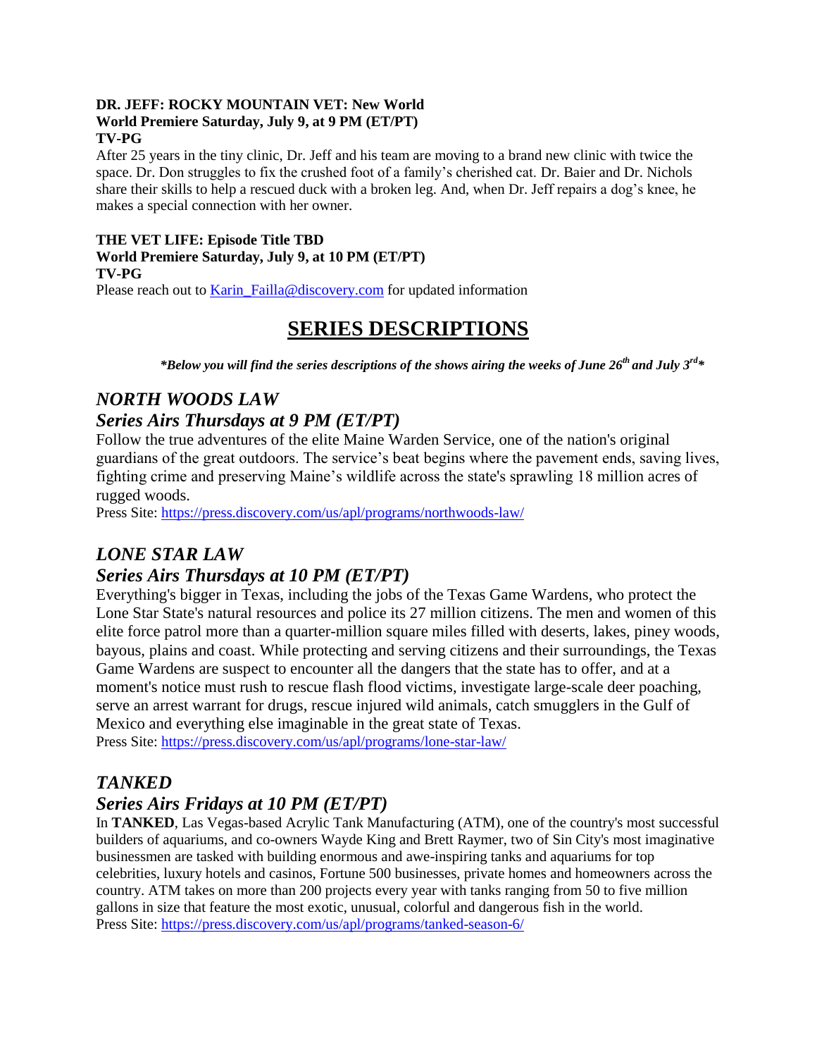**DR. JEFF: ROCKY MOUNTAIN VET: New World**
**World Premiere Saturday, July 9, at 9 PM (ET/PT)**
**TV-PG**
After 25 years in the tiny clinic, Dr. Jeff and his team are moving to a brand new clinic with twice the space. Dr. Don struggles to fix the crushed foot of a family's cherished cat. Dr. Baier and Dr. Nichols share their skills to help a rescued duck with a broken leg. And, when Dr. Jeff repairs a dog's knee, he makes a special connection with her owner.

**THE VET LIFE: Episode Title TBD**
**World Premiere Saturday, July 9, at 10 PM (ET/PT)**
**TV-PG**
Please reach out to Karin_Failla@discovery.com for updated information

# SERIES DESCRIPTIONS

***Below you will find the series descriptions of the shows airing the weeks of June 26th and July 3rd***

## *NORTH WOODS LAW*

### *Series Airs Thursdays at 9 PM (ET/PT)*

Follow the true adventures of the elite Maine Warden Service, one of the nation's original guardians of the great outdoors. The service's beat begins where the pavement ends, saving lives, fighting crime and preserving Maine's wildlife across the state's sprawling 18 million acres of rugged woods.
Press Site: https://press.discovery.com/us/apl/programs/northwoods-law/

## *LONE STAR LAW*

### *Series Airs Thursdays at 10 PM (ET/PT)*

Everything's bigger in Texas, including the jobs of the Texas Game Wardens, who protect the Lone Star State's natural resources and police its 27 million citizens. The men and women of this elite force patrol more than a quarter-million square miles filled with deserts, lakes, piney woods, bayous, plains and coast. While protecting and serving citizens and their surroundings, the Texas Game Wardens are suspect to encounter all the dangers that the state has to offer, and at a moment's notice must rush to rescue flash flood victims, investigate large-scale deer poaching, serve an arrest warrant for drugs, rescue injured wild animals, catch smugglers in the Gulf of Mexico and everything else imaginable in the great state of Texas.
Press Site: https://press.discovery.com/us/apl/programs/lone-star-law/

## *TANKED*

### *Series Airs Fridays at 10 PM (ET/PT)*

In **TANKED**, Las Vegas-based Acrylic Tank Manufacturing (ATM), one of the country's most successful builders of aquariums, and co-owners Wayde King and Brett Raymer, two of Sin City's most imaginative businessmen are tasked with building enormous and awe-inspiring tanks and aquariums for top celebrities, luxury hotels and casinos, Fortune 500 businesses, private homes and homeowners across the country. ATM takes on more than 200 projects every year with tanks ranging from 50 to five million gallons in size that feature the most exotic, unusual, colorful and dangerous fish in the world.
Press Site: https://press.discovery.com/us/apl/programs/tanked-season-6/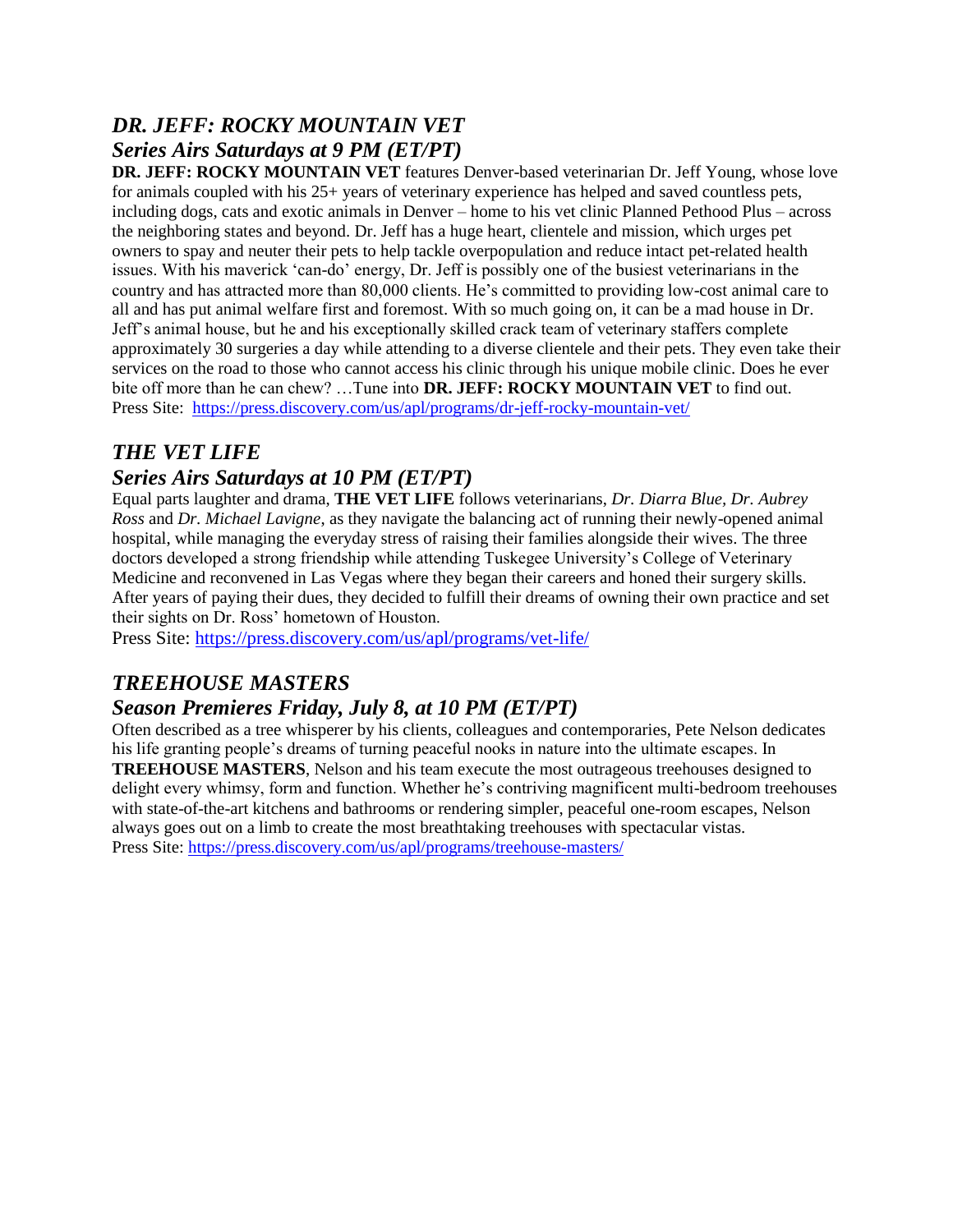## *DR. JEFF: ROCKY MOUNTAIN VET*
### *Series Airs Saturdays at 9 PM (ET/PT)*

**DR. JEFF: ROCKY MOUNTAIN VET** features Denver-based veterinarian Dr. Jeff Young, whose love for animals coupled with his 25+ years of veterinary experience has helped and saved countless pets, including dogs, cats and exotic animals in Denver – home to his vet clinic Planned Pethood Plus – across the neighboring states and beyond. Dr. Jeff has a huge heart, clientele and mission, which urges pet owners to spay and neuter their pets to help tackle overpopulation and reduce intact pet-related health issues. With his maverick 'can-do' energy, Dr. Jeff is possibly one of the busiest veterinarians in the country and has attracted more than 80,000 clients. He's committed to providing low-cost animal care to all and has put animal welfare first and foremost. With so much going on, it can be a mad house in Dr. Jeff's animal house, but he and his exceptionally skilled crack team of veterinary staffers complete approximately 30 surgeries a day while attending to a diverse clientele and their pets. They even take their services on the road to those who cannot access his clinic through his unique mobile clinic. Does he ever bite off more than he can chew? …Tune into **DR. JEFF: ROCKY MOUNTAIN VET** to find out.
Press Site: https://press.discovery.com/us/apl/programs/dr-jeff-rocky-mountain-vet/

## *THE VET LIFE*
### *Series Airs Saturdays at 10 PM (ET/PT)*

Equal parts laughter and drama, **THE VET LIFE** follows veterinarians, *Dr. Diarra Blue, Dr. Aubrey Ross* and *Dr. Michael Lavigne,* as they navigate the balancing act of running their newly-opened animal hospital, while managing the everyday stress of raising their families alongside their wives. The three doctors developed a strong friendship while attending Tuskegee University's College of Veterinary Medicine and reconvened in Las Vegas where they began their careers and honed their surgery skills. After years of paying their dues, they decided to fulfill their dreams of owning their own practice and set their sights on Dr. Ross' hometown of Houston.
Press Site: https://press.discovery.com/us/apl/programs/vet-life/

## *TREEHOUSE MASTERS*
### *Season Premieres Friday, July 8, at 10 PM (ET/PT)*

Often described as a tree whisperer by his clients, colleagues and contemporaries, Pete Nelson dedicates his life granting people's dreams of turning peaceful nooks in nature into the ultimate escapes. In **TREEHOUSE MASTERS**, Nelson and his team execute the most outrageous treehouses designed to delight every whimsy, form and function. Whether he's contriving magnificent multi-bedroom treehouses with state-of-the-art kitchens and bathrooms or rendering simpler, peaceful one-room escapes, Nelson always goes out on a limb to create the most breathtaking treehouses with spectacular vistas.
Press Site: https://press.discovery.com/us/apl/programs/treehouse-masters/